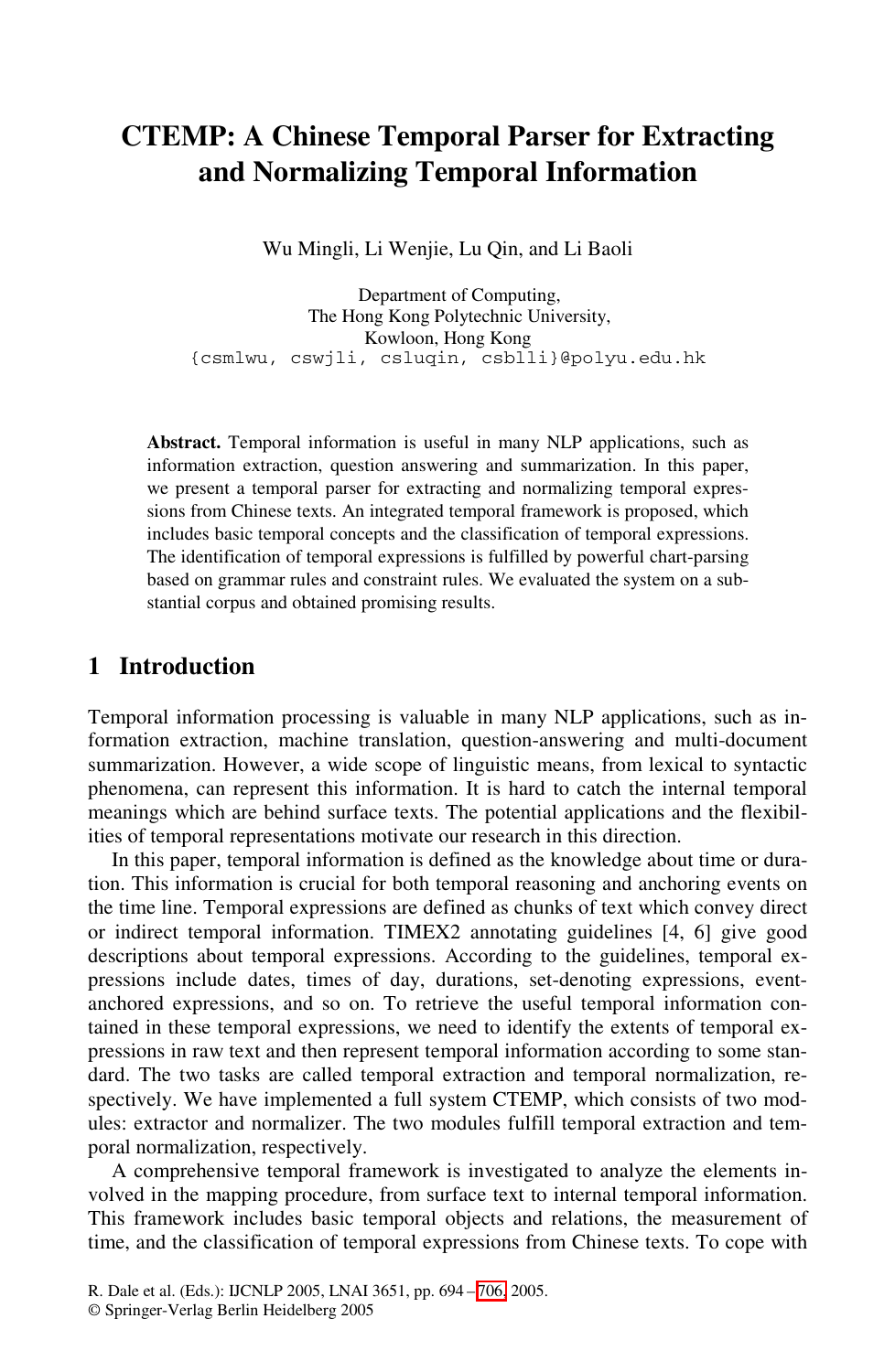# CTEMP: A Chinese Temporal Parser for Extracting and Normalizing Temporal Information

Wu Mingli, Li Wenjie, Lu Qin, and Li Baoli

Department of Computing,
The Hong Kong Polytechnic University,
Kowloon, Hong Kong
{csmlwu, cswjli, csluqin, csblli}@polyu.edu.hk

**Abstract.** Temporal information is useful in many NLP applications, such as information extraction, question answering and summarization. In this paper, we present a temporal parser for extracting and normalizing temporal expressions from Chinese texts. An integrated temporal framework is proposed, which includes basic temporal concepts and the classification of temporal expressions. The identification of temporal expressions is fulfilled by powerful chart-parsing based on grammar rules and constraint rules. We evaluated the system on a substantial corpus and obtained promising results.

## 1 Introduction

Temporal information processing is valuable in many NLP applications, such as information extraction, machine translation, question-answering and multi-document summarization. However, a wide scope of linguistic means, from lexical to syntactic phenomena, can represent this information. It is hard to catch the internal temporal meanings which are behind surface texts. The potential applications and the flexibilities of temporal representations motivate our research in this direction.

In this paper, temporal information is defined as the knowledge about time or duration. This information is crucial for both temporal reasoning and anchoring events on the time line. Temporal expressions are defined as chunks of text which convey direct or indirect temporal information. TIMEX2 annotating guidelines [4, 6] give good descriptions about temporal expressions. According to the guidelines, temporal expressions include dates, times of day, durations, set-denoting expressions, event-anchored expressions, and so on. To retrieve the useful temporal information contained in these temporal expressions, we need to identify the extents of temporal expressions in raw text and then represent temporal information according to some standard. The two tasks are called temporal extraction and temporal normalization, respectively. We have implemented a full system CTEMP, which consists of two modules: extractor and normalizer. The two modules fulfill temporal extraction and temporal normalization, respectively.

A comprehensive temporal framework is investigated to analyze the elements involved in the mapping procedure, from surface text to internal temporal information. This framework includes basic temporal objects and relations, the measurement of time, and the classification of temporal expressions from Chinese texts. To cope with

R. Dale et al. (Eds.): IJCNLP 2005, LNAI 3651, pp. 694 – 706, 2005.
© Springer-Verlag Berlin Heidelberg 2005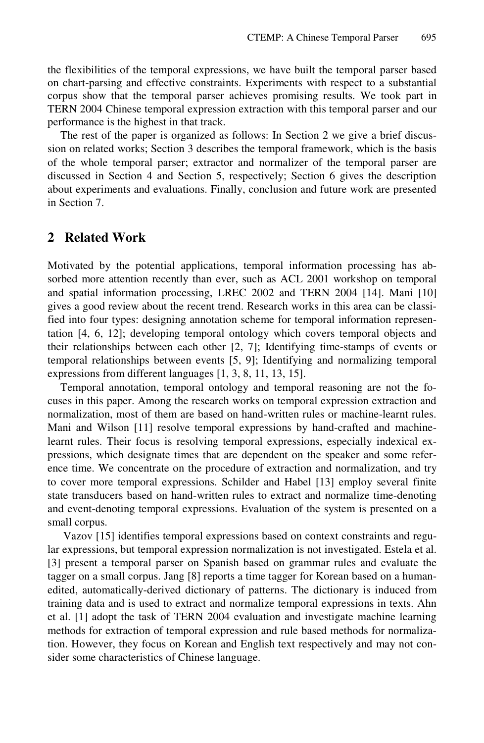the flexibilities of the temporal expressions, we have built the temporal parser based on chart-parsing and effective constraints. Experiments with respect to a substantial corpus show that the temporal parser achieves promising results. We took part in TERN 2004 Chinese temporal expression extraction with this temporal parser and our performance is the highest in that track.

The rest of the paper is organized as follows: In Section 2 we give a brief discussion on related works; Section 3 describes the temporal framework, which is the basis of the whole temporal parser; extractor and normalizer of the temporal parser are discussed in Section 4 and Section 5, respectively; Section 6 gives the description about experiments and evaluations. Finally, conclusion and future work are presented in Section 7.

## 2 Related Work

Motivated by the potential applications, temporal information processing has absorbed more attention recently than ever, such as ACL 2001 workshop on temporal and spatial information processing, LREC 2002 and TERN 2004 [14]. Mani [10] gives a good review about the recent trend. Research works in this area can be classified into four types: designing annotation scheme for temporal information representation [4, 6, 12]; developing temporal ontology which covers temporal objects and their relationships between each other [2, 7]; Identifying time-stamps of events or temporal relationships between events [5, 9]; Identifying and normalizing temporal expressions from different languages [1, 3, 8, 11, 13, 15].

Temporal annotation, temporal ontology and temporal reasoning are not the focuses in this paper. Among the research works on temporal expression extraction and normalization, most of them are based on hand-written rules or machine-learnt rules. Mani and Wilson [11] resolve temporal expressions by hand-crafted and machine-learnt rules. Their focus is resolving temporal expressions, especially indexical expressions, which designate times that are dependent on the speaker and some reference time. We concentrate on the procedure of extraction and normalization, and try to cover more temporal expressions. Schilder and Habel [13] employ several finite state transducers based on hand-written rules to extract and normalize time-denoting and event-denoting temporal expressions. Evaluation of the system is presented on a small corpus.

Vazov [15] identifies temporal expressions based on context constraints and regular expressions, but temporal expression normalization is not investigated. Estela et al. [3] present a temporal parser on Spanish based on grammar rules and evaluate the tagger on a small corpus. Jang [8] reports a time tagger for Korean based on a human-edited, automatically-derived dictionary of patterns. The dictionary is induced from training data and is used to extract and normalize temporal expressions in texts. Ahn et al. [1] adopt the task of TERN 2004 evaluation and investigate machine learning methods for extraction of temporal expression and rule based methods for normalization. However, they focus on Korean and English text respectively and may not consider some characteristics of Chinese language.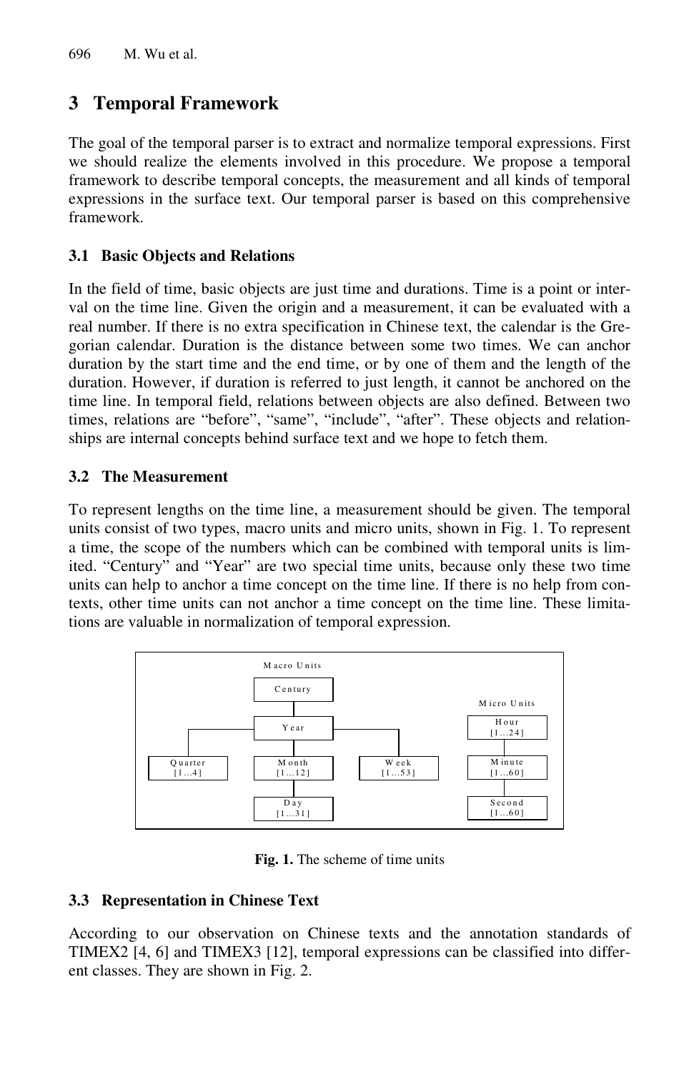## 3 Temporal Framework

The goal of the temporal parser is to extract and normalize temporal expressions. First we should realize the elements involved in this procedure. We propose a temporal framework to describe temporal concepts, the measurement and all kinds of temporal expressions in the surface text. Our temporal parser is based on this comprehensive framework.

### 3.1 Basic Objects and Relations

In the field of time, basic objects are just time and durations. Time is a point or interval on the time line. Given the origin and a measurement, it can be evaluated with a real number. If there is no extra specification in Chinese text, the calendar is the Gregorian calendar. Duration is the distance between some two times. We can anchor duration by the start time and the end time, or by one of them and the length of the duration. However, if duration is referred to just length, it cannot be anchored on the time line. In temporal field, relations between objects are also defined. Between two times, relations are "before", "same", "include", "after". These objects and relationships are internal concepts behind surface text and we hope to fetch them.

### 3.2 The Measurement

To represent lengths on the time line, a measurement should be given. The temporal units consist of two types, macro units and micro units, shown in Fig. 1. To represent a time, the scope of the numbers which can be combined with temporal units is limited. "Century" and "Year" are two special time units, because only these two time units can help to anchor a time concept on the time line. If there is no help from contexts, other time units can not anchor a time concept on the time line. These limitations are valuable in normalization of temporal expression.

Macro Units: Century → Year → Quarter [1…4], Month [1…12] → Day [1…31], Week [1…53]

Micro Units: Hour [1…24] → Minute [1…60] → Second [1…60]

**Fig. 1.** The scheme of time units

### 3.3 Representation in Chinese Text

According to our observation on Chinese texts and the annotation standards of TIMEX2 [4, 6] and TIMEX3 [12], temporal expressions can be classified into different classes. They are shown in Fig. 2.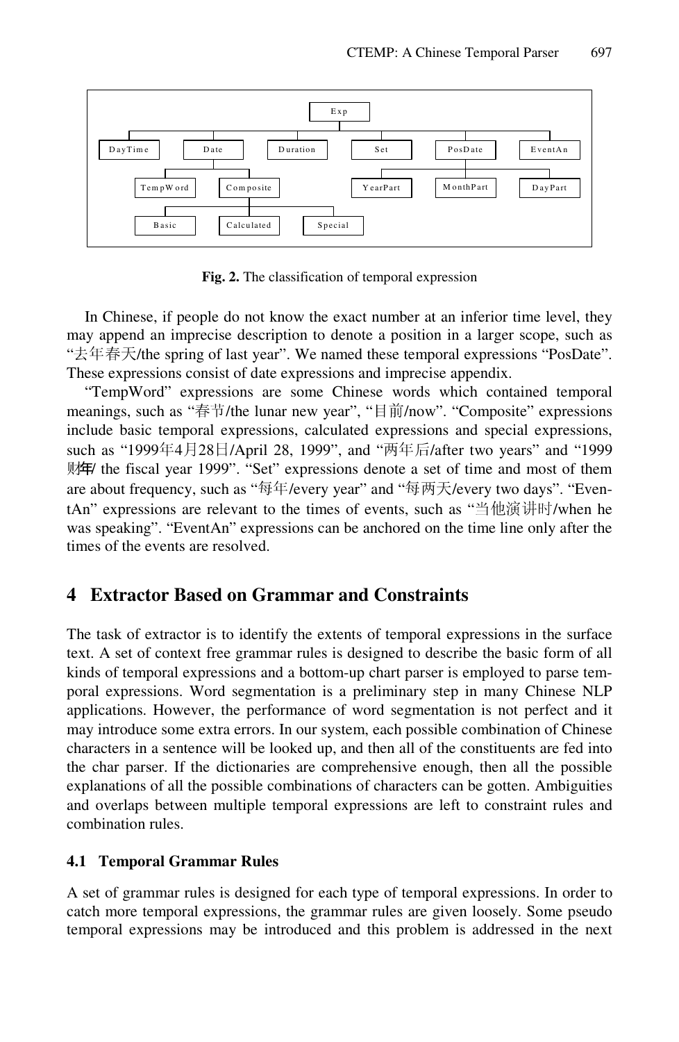Fig. 2. The classification of temporal expression

In Chinese, if people do not know the exact number at an inferior time level, they may append an imprecise description to denote a position in a larger scope, such as “去年春天/the spring of last year”. We named these temporal expressions “PosDate”. These expressions consist of date expressions and imprecise appendix.

“TempWord” expressions are some Chinese words which contained temporal meanings, such as “春节/the lunar new year”, “目前/now”. “Composite” expressions include basic temporal expressions, calculated expressions and special expressions, such as “1999年4月28日/April 28, 1999”, and “两年后/after two years” and “1999财年/ the fiscal year 1999”. “Set” expressions denote a set of time and most of them are about frequency, such as “每年/every year” and “每两天/every two days”. “EventAn” expressions are relevant to the times of events, such as “当他演讲时/when he was speaking”. “EventAn” expressions can be anchored on the time line only after the times of the events are resolved.

## 4 Extractor Based on Grammar and Constraints

The task of extractor is to identify the extents of temporal expressions in the surface text. A set of context free grammar rules is designed to describe the basic form of all kinds of temporal expressions and a bottom-up chart parser is employed to parse temporal expressions. Word segmentation is a preliminary step in many Chinese NLP applications. However, the performance of word segmentation is not perfect and it may introduce some extra errors. In our system, each possible combination of Chinese characters in a sentence will be looked up, and then all of the constituents are fed into the char parser. If the dictionaries are comprehensive enough, then all the possible explanations of all the possible combinations of characters can be gotten. Ambiguities and overlaps between multiple temporal expressions are left to constraint rules and combination rules.

### 4.1 Temporal Grammar Rules

A set of grammar rules is designed for each type of temporal expressions. In order to catch more temporal expressions, the grammar rules are given loosely. Some pseudo temporal expressions may be introduced and this problem is addressed in the next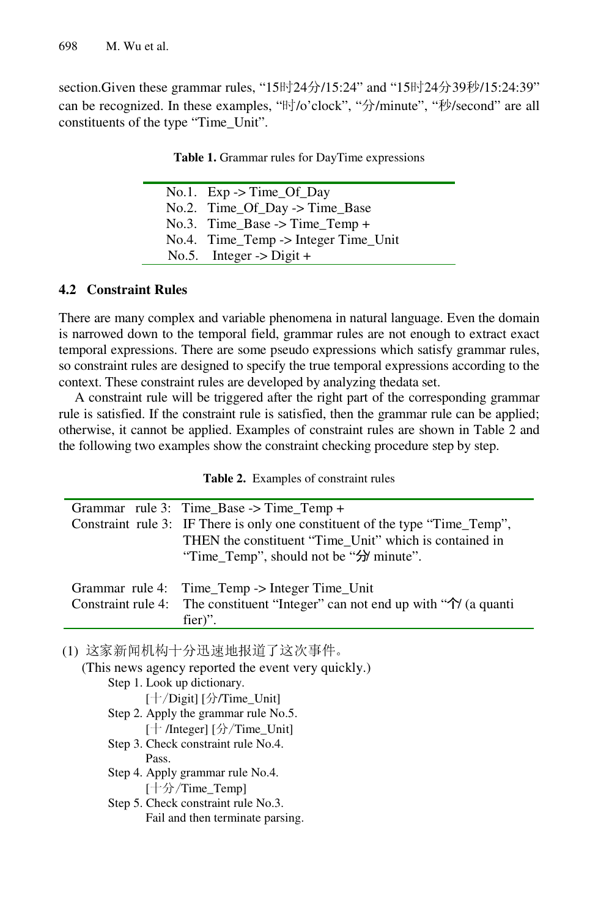section.Given these grammar rules, "15时24分/15:24" and "15时24分39秒/15:24:39" can be recognized. In these examples, "时/o'clock", "分/minute", "秒/second" are all constituents of the type "Time_Unit".

**Table 1.** Grammar rules for DayTime expressions

| | |
|---|---|
| No.1. | Exp -> Time_Of_Day |
| No.2. | Time_Of_Day -> Time_Base |
| No.3. | Time_Base -> Time_Temp + |
| No.4. | Time_Temp -> Integer Time_Unit |
| No.5. | Integer -> Digit + |

### 4.2 Constraint Rules

There are many complex and variable phenomena in natural language. Even the domain is narrowed down to the temporal field, grammar rules are not enough to extract exact temporal expressions. There are some pseudo expressions which satisfy grammar rules, so constraint rules are designed to specify the true temporal expressions according to the context. These constraint rules are developed by analyzing thedata set.

A constraint rule will be triggered after the right part of the corresponding grammar rule is satisfied. If the constraint rule is satisfied, then the grammar rule can be applied; otherwise, it cannot be applied. Examples of constraint rules are shown in Table 2 and the following two examples show the constraint checking procedure step by step.

**Table 2.** Examples of constraint rules

| | |
|---|---|
| Grammar rule 3: | Time_Base -> Time_Temp + |
| Constraint rule 3: | IF There is only one constituent of the type "Time_Temp", THEN the constituent "Time_Unit" which is contained in "Time_Temp", should not be "分/ minute". |
| Grammar rule 4: | Time_Temp -> Integer Time_Unit |
| Constraint rule 4: | The constituent "Integer" can not end up with "个/ (a quanti fier)". |

(1) 这家新闻机构十分迅速地报道了这次事件。
(This news agency reported the event very quickly.)
Step 1. Look up dictionary.
[十/Digit] [分/Time_Unit]
Step 2. Apply the grammar rule No.5.
[十 /Integer] [分/Time_Unit]
Step 3. Check constraint rule No.4.
Pass.
Step 4. Apply grammar rule No.4.
[十分/Time_Temp]
Step 5. Check constraint rule No.3.
Fail and then terminate parsing.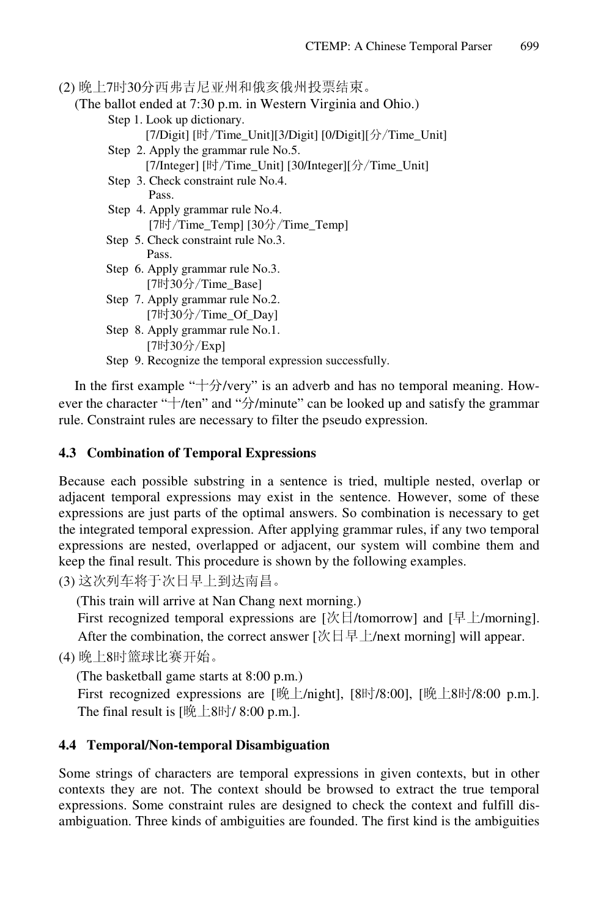(2) 晚上7时30分西弗吉尼亚州和俄亥俄州投票结束。

(The ballot ended at 7:30 p.m. in Western Virginia and Ohio.)

Step 1. Look up dictionary.
[7/Digit] [时/Time_Unit][3/Digit] [0/Digit][分/Time_Unit]

Step 2. Apply the grammar rule No.5.
[7/Integer] [时/Time_Unit] [30/Integer][分/Time_Unit]

Step 3. Check constraint rule No.4.
Pass.

Step 4. Apply grammar rule No.4.
[7时/Time_Temp] [30分/Time_Temp]

Step 5. Check constraint rule No.3.
Pass.

Step 6. Apply grammar rule No.3.
[7时30分/Time_Base]

Step 7. Apply grammar rule No.2.
[7时30分/Time_Of_Day]

Step 8. Apply grammar rule No.1.
[7时30分/Exp]

Step 9. Recognize the temporal expression successfully.

In the first example "十分/very" is an adverb and has no temporal meaning. However the character "十/ten" and "分/minute" can be looked up and satisfy the grammar rule. Constraint rules are necessary to filter the pseudo expression.

### 4.3 Combination of Temporal Expressions

Because each possible substring in a sentence is tried, multiple nested, overlap or adjacent temporal expressions may exist in the sentence. However, some of these expressions are just parts of the optimal answers. So combination is necessary to get the integrated temporal expression. After applying grammar rules, if any two temporal expressions are nested, overlapped or adjacent, our system will combine them and keep the final result. This procedure is shown by the following examples.

(3) 这次列车将于次日早上到达南昌。

(This train will arrive at Nan Chang next morning.)

First recognized temporal expressions are [次日/tomorrow] and [早上/morning]. After the combination, the correct answer [次日早上/next morning] will appear.

(4) 晚上8时篮球比赛开始。

(The basketball game starts at 8:00 p.m.)

First recognized expressions are [晚上/night], [8时/8:00], [晚上8时/8:00 p.m.]. The final result is [晚上8时/ 8:00 p.m.].

### 4.4 Temporal/Non-temporal Disambiguation

Some strings of characters are temporal expressions in given contexts, but in other contexts they are not. The context should be browsed to extract the true temporal expressions. Some constraint rules are designed to check the context and fulfill disambiguation. Three kinds of ambiguities are founded. The first kind is the ambiguities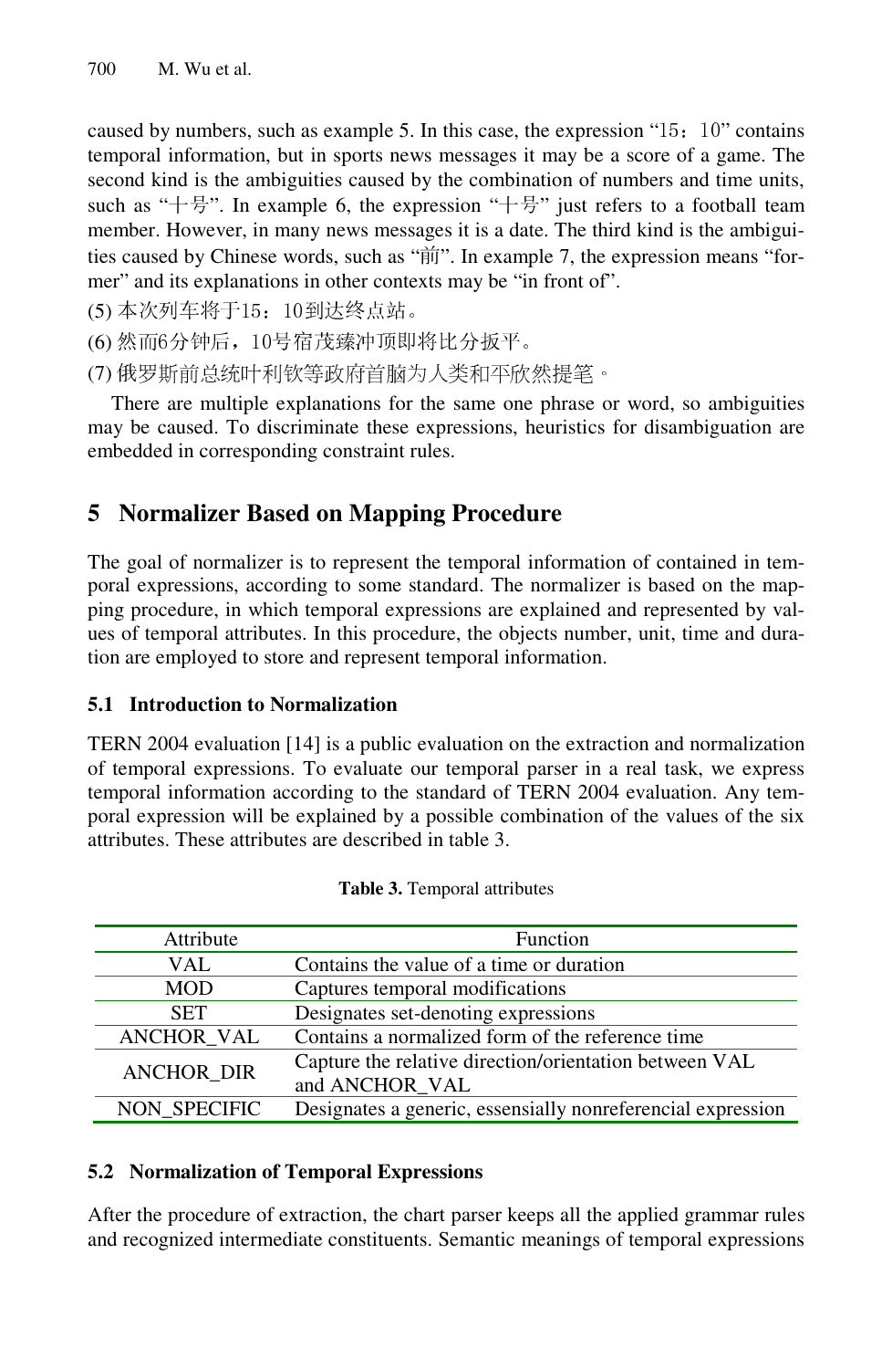caused by numbers, such as example 5. In this case, the expression "15：10" contains temporal information, but in sports news messages it may be a score of a game. The second kind is the ambiguities caused by the combination of numbers and time units, such as "十号". In example 6, the expression "十号" just refers to a football team member. However, in many news messages it is a date. The third kind is the ambiguities caused by Chinese words, such as "前". In example 7, the expression means "former" and its explanations in other contexts may be "in front of".

(5) 本次列车将于15：10到达终点站。

(6) 然而6分钟后，10号宿茂臻冲顶即将比分扳平。

(7) 俄罗斯前总统叶利钦等政府首脑为人类和平欣然提笔。

There are multiple explanations for the same one phrase or word, so ambiguities may be caused. To discriminate these expressions, heuristics for disambiguation are embedded in corresponding constraint rules.

## 5 Normalizer Based on Mapping Procedure

The goal of normalizer is to represent the temporal information of contained in temporal expressions, according to some standard. The normalizer is based on the mapping procedure, in which temporal expressions are explained and represented by values of temporal attributes. In this procedure, the objects number, unit, time and duration are employed to store and represent temporal information.

### 5.1 Introduction to Normalization

TERN 2004 evaluation [14] is a public evaluation on the extraction and normalization of temporal expressions. To evaluate our temporal parser in a real task, we express temporal information according to the standard of TERN 2004 evaluation. Any temporal expression will be explained by a possible combination of the values of the six attributes. These attributes are described in table 3.

**Table 3.** Temporal attributes

| Attribute | Function |
|---|---|
| VAL | Contains the value of a time or duration |
| MOD | Captures temporal modifications |
| SET | Designates set-denoting expressions |
| ANCHOR_VAL | Contains a normalized form of the reference time |
| ANCHOR_DIR | Capture the relative direction/orientation between VAL and ANCHOR_VAL |
| NON_SPECIFIC | Designates a generic, essensially nonreferencial expression |

### 5.2 Normalization of Temporal Expressions

After the procedure of extraction, the chart parser keeps all the applied grammar rules and recognized intermediate constituents. Semantic meanings of temporal expressions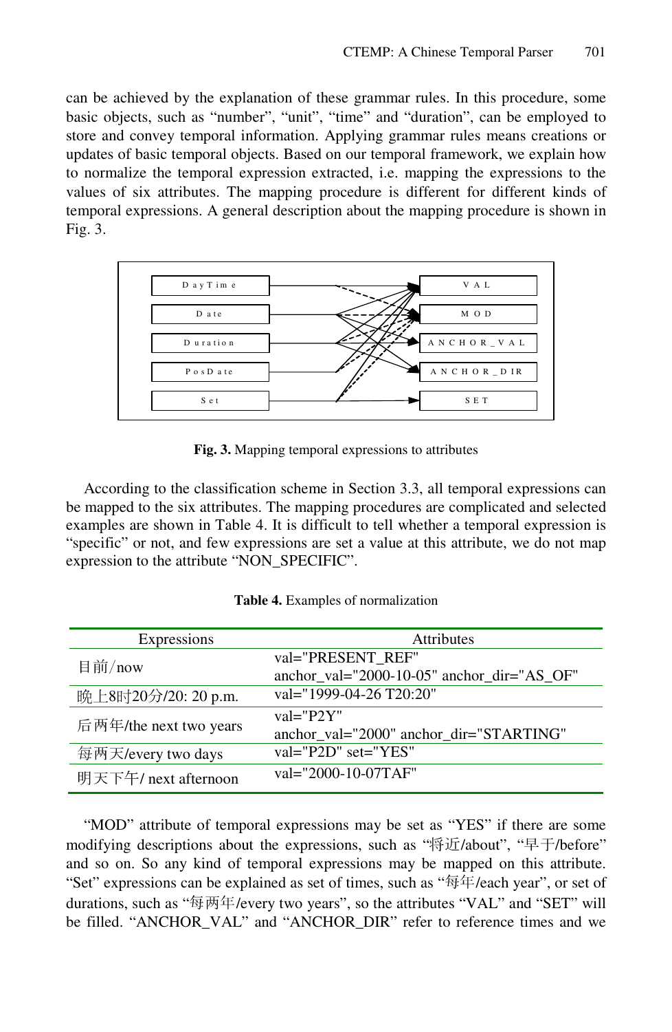can be achieved by the explanation of these grammar rules. In this procedure, some basic objects, such as "number", "unit", "time" and "duration", can be employed to store and convey temporal information. Applying grammar rules means creations or updates of basic temporal objects. Based on our temporal framework, we explain how to normalize the temporal expression extracted, i.e. mapping the expressions to the values of six attributes. The mapping procedure is different for different kinds of temporal expressions. A general description about the mapping procedure is shown in Fig. 3.

**Fig. 3.** Mapping temporal expressions to attributes

According to the classification scheme in Section 3.3, all temporal expressions can be mapped to the six attributes. The mapping procedures are complicated and selected examples are shown in Table 4. It is difficult to tell whether a temporal expression is "specific" or not, and few expressions are set a value at this attribute, we do not map expression to the attribute "NON_SPECIFIC".

**Table 4.** Examples of normalization

| Expressions | Attributes |
|---|---|
| 目前/now | val="PRESENT_REF" anchor_val="2000-10-05" anchor_dir="AS_OF" |
| 晚上8时20分/20: 20 p.m. | val="1999-04-26 T20:20" |
| 后两年/the next two years | val="P2Y" anchor_val="2000" anchor_dir="STARTING" |
| 每两天/every two days | val="P2D" set="YES" |
| 明天下午/ next afternoon | val="2000-10-07TAF" |

"MOD" attribute of temporal expressions may be set as "YES" if there are some modifying descriptions about the expressions, such as "将近/about", "早于/before" and so on. So any kind of temporal expressions may be mapped on this attribute. "Set" expressions can be explained as set of times, such as "每年/each year", or set of durations, such as "每两年/every two years", so the attributes "VAL" and "SET" will be filled. "ANCHOR_VAL" and "ANCHOR_DIR" refer to reference times and we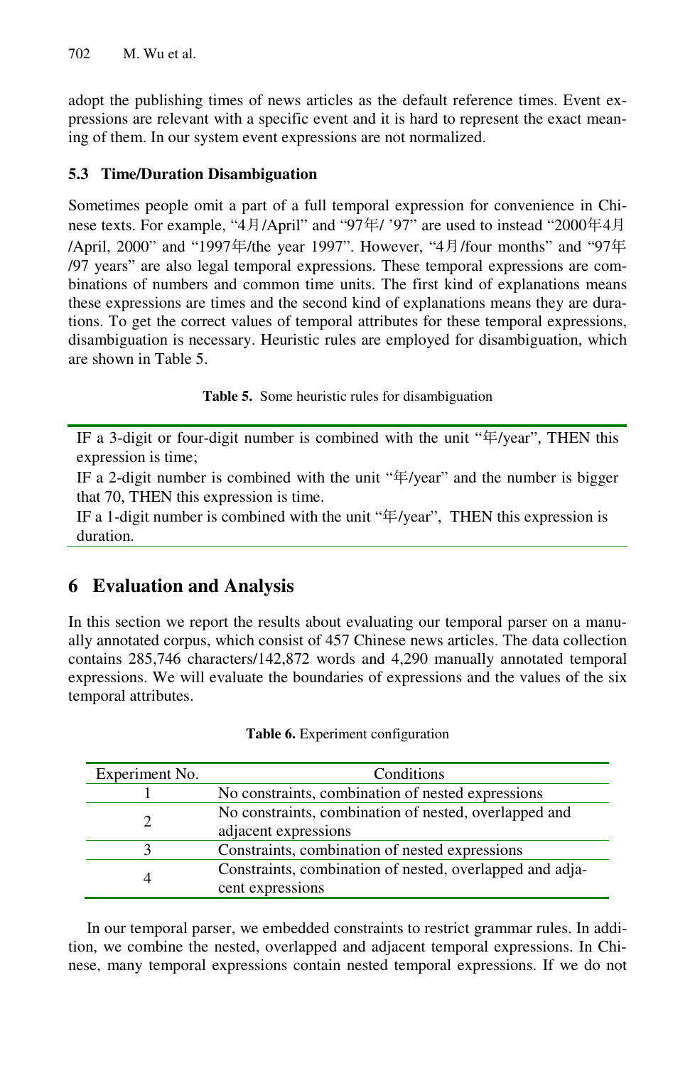adopt the publishing times of news articles as the default reference times. Event expressions are relevant with a specific event and it is hard to represent the exact meaning of them. In our system event expressions are not normalized.

### 5.3 Time/Duration Disambiguation

Sometimes people omit a part of a full temporal expression for convenience in Chinese texts. For example, "4月/April" and "97年/ '97" are used to instead "2000年4月/April, 2000" and "1997年/the year 1997". However, "4月/four months" and "97年/97 years" are also legal temporal expressions. These temporal expressions are combinations of numbers and common time units. The first kind of explanations means these expressions are times and the second kind of explanations means they are durations. To get the correct values of temporal attributes for these temporal expressions, disambiguation is necessary. Heuristic rules are employed for disambiguation, which are shown in Table 5.

**Table 5.** Some heuristic rules for disambiguation

IF a 3-digit or four-digit number is combined with the unit "年/year", THEN this expression is time;
IF a 2-digit number is combined with the unit "年/year" and the number is bigger that 70, THEN this expression is time.
IF a 1-digit number is combined with the unit "年/year", THEN this expression is duration.

## 6 Evaluation and Analysis

In this section we report the results about evaluating our temporal parser on a manually annotated corpus, which consist of 457 Chinese news articles. The data collection contains 285,746 characters/142,872 words and 4,290 manually annotated temporal expressions. We will evaluate the boundaries of expressions and the values of the six temporal attributes.

**Table 6.** Experiment configuration

| Experiment No. | Conditions |
|---|---|
| 1 | No constraints, combination of nested expressions |
| 2 | No constraints, combination of nested, overlapped and adjacent expressions |
| 3 | Constraints, combination of nested expressions |
| 4 | Constraints, combination of nested, overlapped and adjacent expressions |

In our temporal parser, we embedded constraints to restrict grammar rules. In addition, we combine the nested, overlapped and adjacent temporal expressions. In Chinese, many temporal expressions contain nested temporal expressions. If we do not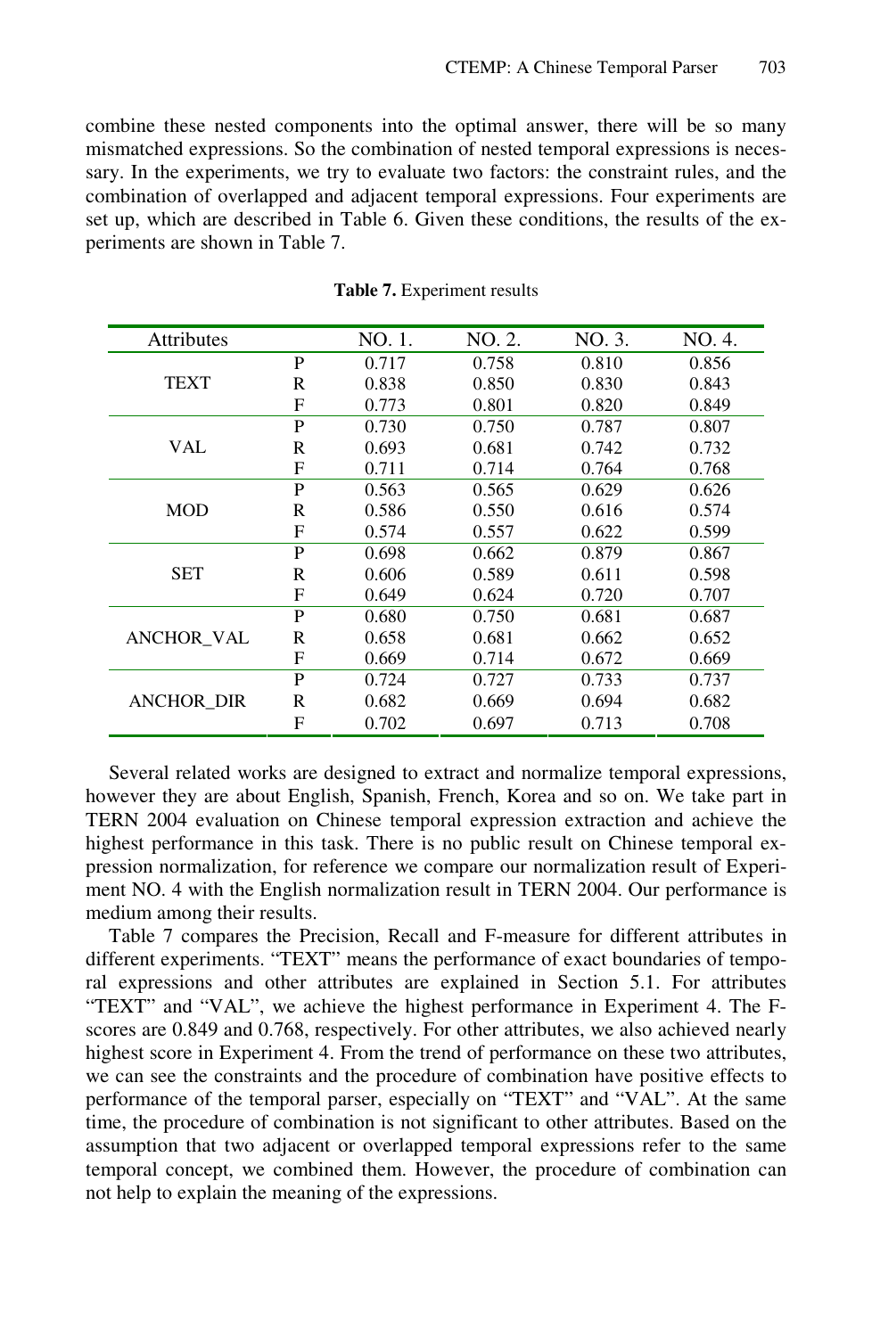combine these nested components into the optimal answer, there will be so many mismatched expressions. So the combination of nested temporal expressions is necessary. In the experiments, we try to evaluate two factors: the constraint rules, and the combination of overlapped and adjacent temporal expressions. Four experiments are set up, which are described in Table 6. Given these conditions, the results of the experiments are shown in Table 7.

**Table 7.** Experiment results

| Attributes | | NO. 1. | NO. 2. | NO. 3. | NO. 4. |
|---|---|---|---|---|---|
| TEXT | P | 0.717 | 0.758 | 0.810 | 0.856 |
| | R | 0.838 | 0.850 | 0.830 | 0.843 |
| | F | 0.773 | 0.801 | 0.820 | 0.849 |
| VAL | P | 0.730 | 0.750 | 0.787 | 0.807 |
| | R | 0.693 | 0.681 | 0.742 | 0.732 |
| | F | 0.711 | 0.714 | 0.764 | 0.768 |
| MOD | P | 0.563 | 0.565 | 0.629 | 0.626 |
| | R | 0.586 | 0.550 | 0.616 | 0.574 |
| | F | 0.574 | 0.557 | 0.622 | 0.599 |
| SET | P | 0.698 | 0.662 | 0.879 | 0.867 |
| | R | 0.606 | 0.589 | 0.611 | 0.598 |
| | F | 0.649 | 0.624 | 0.720 | 0.707 |
| ANCHOR_VAL | P | 0.680 | 0.750 | 0.681 | 0.687 |
| | R | 0.658 | 0.681 | 0.662 | 0.652 |
| | F | 0.669 | 0.714 | 0.672 | 0.669 |
| ANCHOR_DIR | P | 0.724 | 0.727 | 0.733 | 0.737 |
| | R | 0.682 | 0.669 | 0.694 | 0.682 |
| | F | 0.702 | 0.697 | 0.713 | 0.708 |

Several related works are designed to extract and normalize temporal expressions, however they are about English, Spanish, French, Korea and so on. We take part in TERN 2004 evaluation on Chinese temporal expression extraction and achieve the highest performance in this task. There is no public result on Chinese temporal expression normalization, for reference we compare our normalization result of Experiment NO. 4 with the English normalization result in TERN 2004. Our performance is medium among their results.

Table 7 compares the Precision, Recall and F-measure for different attributes in different experiments. "TEXT" means the performance of exact boundaries of temporal expressions and other attributes are explained in Section 5.1. For attributes "TEXT" and "VAL", we achieve the highest performance in Experiment 4. The F-scores are 0.849 and 0.768, respectively. For other attributes, we also achieved nearly highest score in Experiment 4. From the trend of performance on these two attributes, we can see the constraints and the procedure of combination have positive effects to performance of the temporal parser, especially on "TEXT" and "VAL". At the same time, the procedure of combination is not significant to other attributes. Based on the assumption that two adjacent or overlapped temporal expressions refer to the same temporal concept, we combined them. However, the procedure of combination can not help to explain the meaning of the expressions.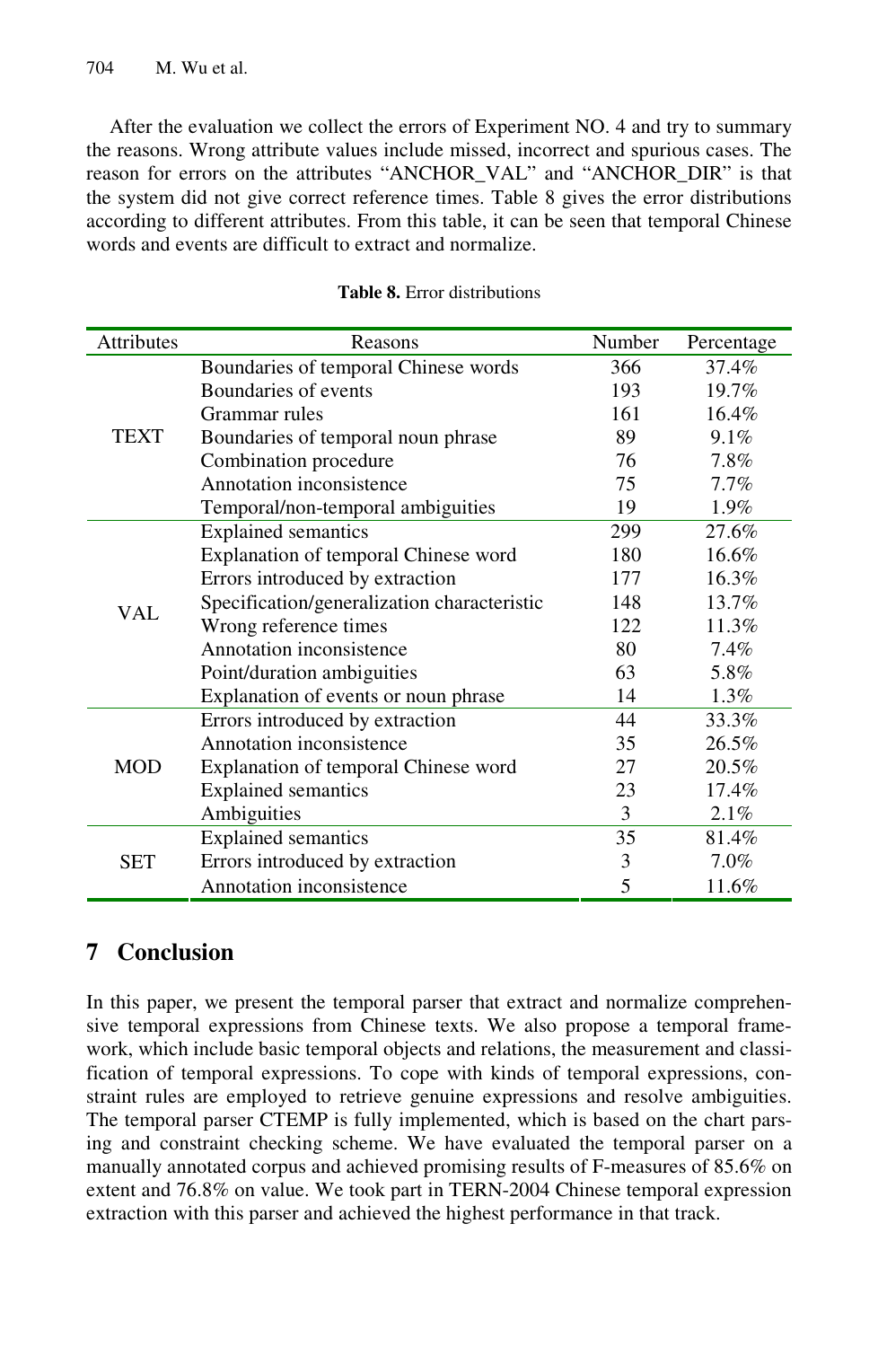After the evaluation we collect the errors of Experiment NO. 4 and try to summary the reasons. Wrong attribute values include missed, incorrect and spurious cases. The reason for errors on the attributes "ANCHOR_VAL" and "ANCHOR_DIR" is that the system did not give correct reference times. Table 8 gives the error distributions according to different attributes. From this table, it can be seen that temporal Chinese words and events are difficult to extract and normalize.

**Table 8.** Error distributions

| Attributes | Reasons | Number | Percentage |
|---|---|---|---|
| TEXT | Boundaries of temporal Chinese words | 366 | 37.4% |
| | Boundaries of events | 193 | 19.7% |
| | Grammar rules | 161 | 16.4% |
| | Boundaries of temporal noun phrase | 89 | 9.1% |
| | Combination procedure | 76 | 7.8% |
| | Annotation inconsistence | 75 | 7.7% |
| | Temporal/non-temporal ambiguities | 19 | 1.9% |
| VAL | Explained semantics | 299 | 27.6% |
| | Explanation of temporal Chinese word | 180 | 16.6% |
| | Errors introduced by extraction | 177 | 16.3% |
| | Specification/generalization characteristic | 148 | 13.7% |
| | Wrong reference times | 122 | 11.3% |
| | Annotation inconsistence | 80 | 7.4% |
| | Point/duration ambiguities | 63 | 5.8% |
| | Explanation of events or noun phrase | 14 | 1.3% |
| MOD | Errors introduced by extraction | 44 | 33.3% |
| | Annotation inconsistence | 35 | 26.5% |
| | Explanation of temporal Chinese word | 27 | 20.5% |
| | Explained semantics | 23 | 17.4% |
| | Ambiguities | 3 | 2.1% |
| SET | Explained semantics | 35 | 81.4% |
| | Errors introduced by extraction | 3 | 7.0% |
| | Annotation inconsistence | 5 | 11.6% |

## 7 Conclusion

In this paper, we present the temporal parser that extract and normalize comprehensive temporal expressions from Chinese texts. We also propose a temporal framework, which include basic temporal objects and relations, the measurement and classification of temporal expressions. To cope with kinds of temporal expressions, constraint rules are employed to retrieve genuine expressions and resolve ambiguities. The temporal parser CTEMP is fully implemented, which is based on the chart parsing and constraint checking scheme. We have evaluated the temporal parser on a manually annotated corpus and achieved promising results of F-measures of 85.6% on extent and 76.8% on value. We took part in TERN-2004 Chinese temporal expression extraction with this parser and achieved the highest performance in that track.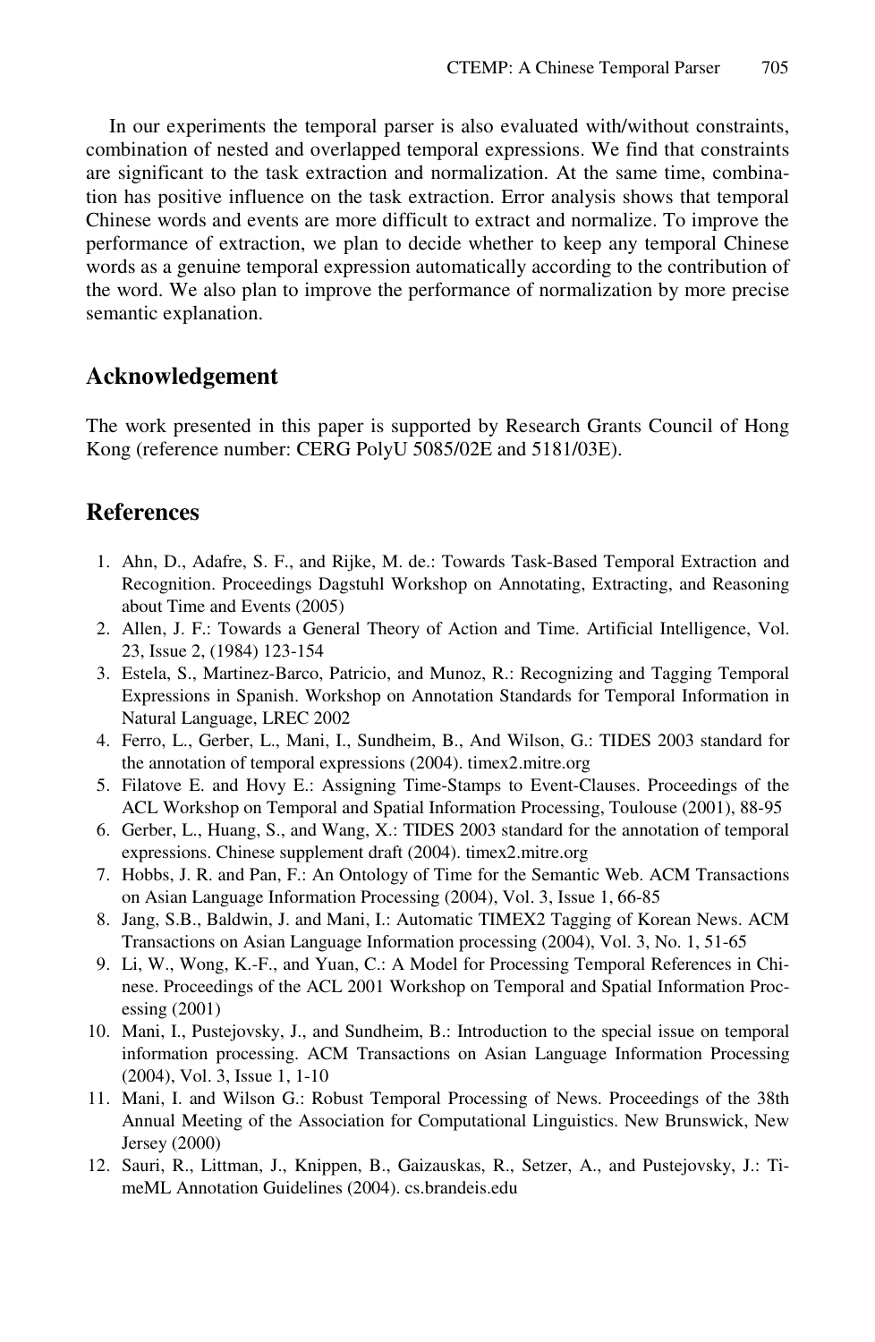In our experiments the temporal parser is also evaluated with/without constraints, combination of nested and overlapped temporal expressions. We find that constraints are significant to the task extraction and normalization. At the same time, combination has positive influence on the task extraction. Error analysis shows that temporal Chinese words and events are more difficult to extract and normalize. To improve the performance of extraction, we plan to decide whether to keep any temporal Chinese words as a genuine temporal expression automatically according to the contribution of the word. We also plan to improve the performance of normalization by more precise semantic explanation.

## Acknowledgement

The work presented in this paper is supported by Research Grants Council of Hong Kong (reference number: CERG PolyU 5085/02E and 5181/03E).

## References

1. Ahn, D., Adafre, S. F., and Rijke, M. de.: Towards Task-Based Temporal Extraction and Recognition. Proceedings Dagstuhl Workshop on Annotating, Extracting, and Reasoning about Time and Events (2005)
2. Allen, J. F.: Towards a General Theory of Action and Time. Artificial Intelligence, Vol. 23, Issue 2, (1984) 123-154
3. Estela, S., Martinez-Barco, Patricio, and Munoz, R.: Recognizing and Tagging Temporal Expressions in Spanish. Workshop on Annotation Standards for Temporal Information in Natural Language, LREC 2002
4. Ferro, L., Gerber, L., Mani, I., Sundheim, B., And Wilson, G.: TIDES 2003 standard for the annotation of temporal expressions (2004). timex2.mitre.org
5. Filatove E. and Hovy E.: Assigning Time-Stamps to Event-Clauses. Proceedings of the ACL Workshop on Temporal and Spatial Information Processing, Toulouse (2001), 88-95
6. Gerber, L., Huang, S., and Wang, X.: TIDES 2003 standard for the annotation of temporal expressions. Chinese supplement draft (2004). timex2.mitre.org
7. Hobbs, J. R. and Pan, F.: An Ontology of Time for the Semantic Web. ACM Transactions on Asian Language Information Processing (2004), Vol. 3, Issue 1, 66-85
8. Jang, S.B., Baldwin, J. and Mani, I.: Automatic TIMEX2 Tagging of Korean News. ACM Transactions on Asian Language Information processing (2004), Vol. 3, No. 1, 51-65
9. Li, W., Wong, K.-F., and Yuan, C.: A Model for Processing Temporal References in Chinese. Proceedings of the ACL 2001 Workshop on Temporal and Spatial Information Processing (2001)
10. Mani, I., Pustejovsky, J., and Sundheim, B.: Introduction to the special issue on temporal information processing. ACM Transactions on Asian Language Information Processing (2004), Vol. 3, Issue 1, 1-10
11. Mani, I. and Wilson G.: Robust Temporal Processing of News. Proceedings of the 38th Annual Meeting of the Association for Computational Linguistics. New Brunswick, New Jersey (2000)
12. Sauri, R., Littman, J., Knippen, B., Gaizauskas, R., Setzer, A., and Pustejovsky, J.: TimeML Annotation Guidelines (2004). cs.brandeis.edu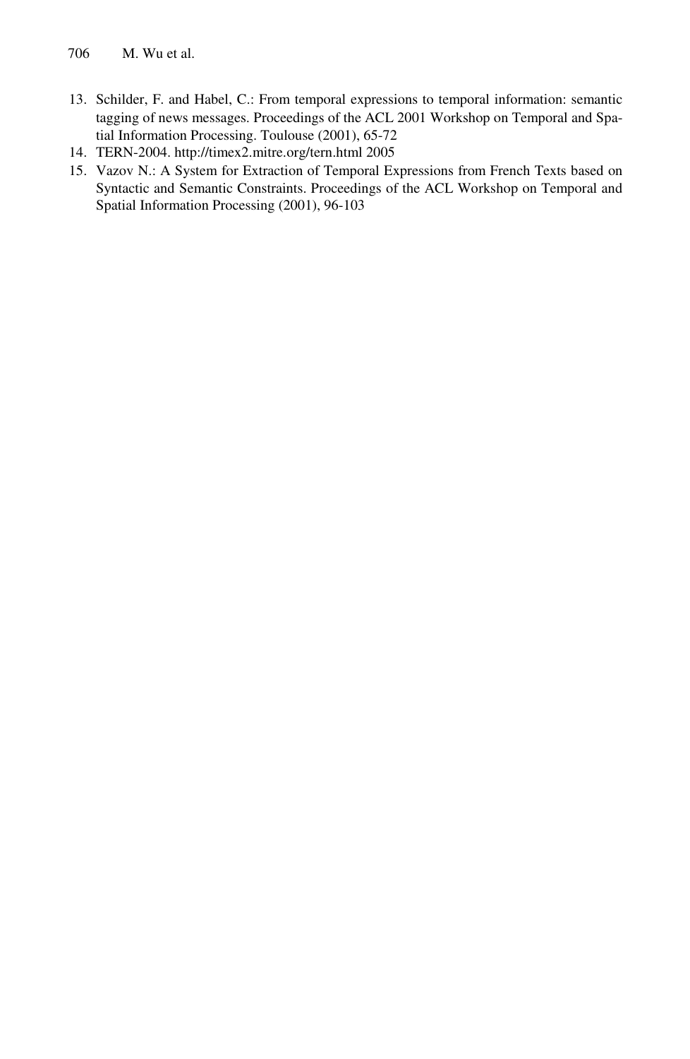13. Schilder, F. and Habel, C.: From temporal expressions to temporal information: semantic tagging of news messages. Proceedings of the ACL 2001 Workshop on Temporal and Spatial Information Processing. Toulouse (2001), 65-72
14. TERN-2004. http://timex2.mitre.org/tern.html 2005
15. Vazov N.: A System for Extraction of Temporal Expressions from French Texts based on Syntactic and Semantic Constraints. Proceedings of the ACL Workshop on Temporal and Spatial Information Processing (2001), 96-103